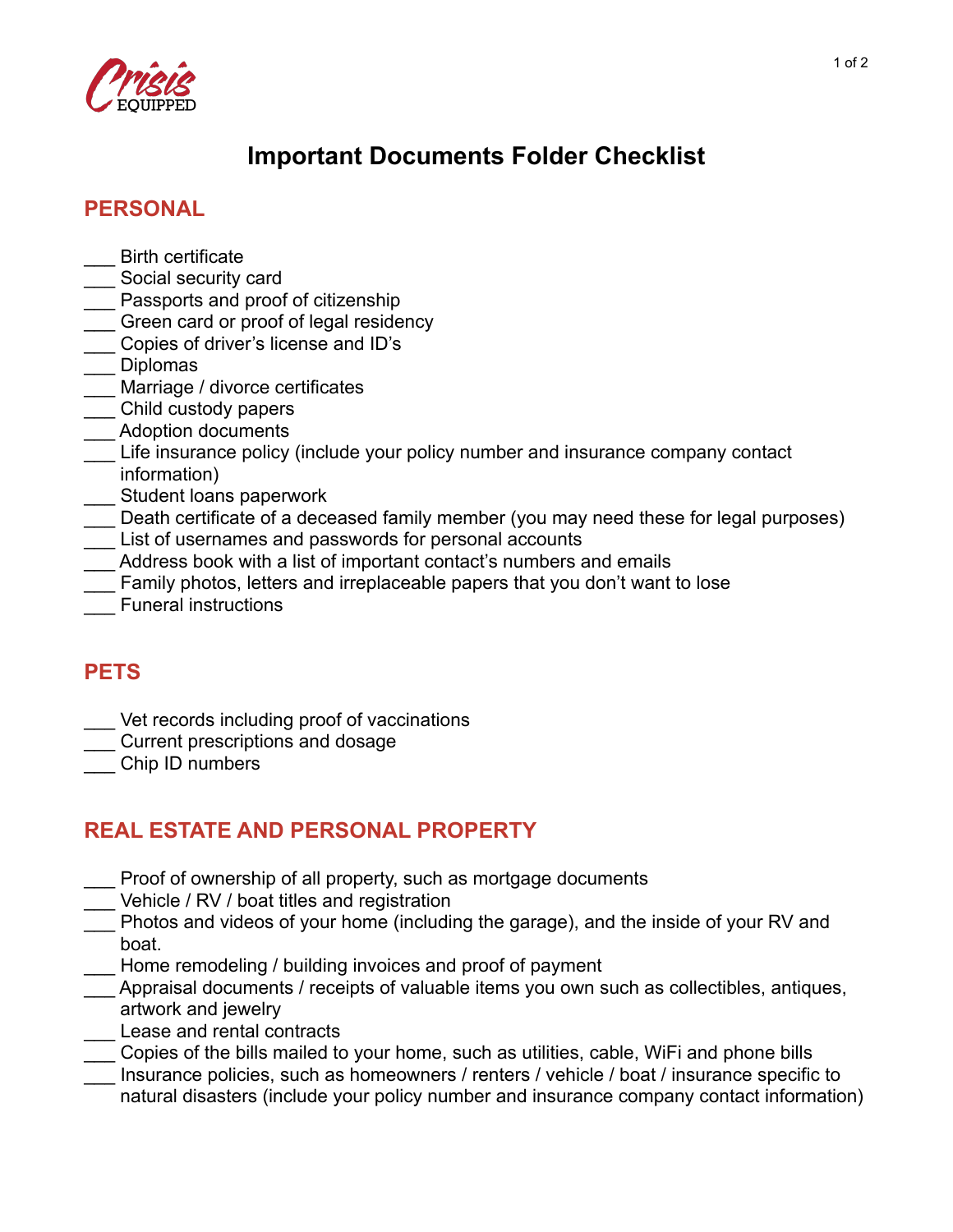Crisis EQUIPPED

# Important Documents Folder Checklist

## PERSONAL

- ___ Birth certificate
- ___ Social security card
- ___ Passports and proof of citizenship
- ___ Green card or proof of legal residency
- ___ Copies of driver's license and ID's
- ___ Diplomas
- ___ Marriage / divorce certificates
- ___ Child custody papers
- ___ Adoption documents
- ___ Life insurance policy (include your policy number and insurance company contact information)
- ___ Student loans paperwork
- ___ Death certificate of a deceased family member (you may need these for legal purposes)
- ___ List of usernames and passwords for personal accounts
- ___ Address book with a list of important contact's numbers and emails
- ___ Family photos, letters and irreplaceable papers that you don't want to lose
- ___ Funeral instructions

## PETS

- ___ Vet records including proof of vaccinations
- ___ Current prescriptions and dosage
- ___ Chip ID numbers

## REAL ESTATE AND PERSONAL PROPERTY

- ___ Proof of ownership of all property, such as mortgage documents
- ___ Vehicle / RV / boat titles and registration
- ___ Photos and videos of your home (including the garage), and the inside of your RV and boat.
- ___ Home remodeling / building invoices and proof of payment
- ___ Appraisal documents / receipts of valuable items you own such as collectibles, antiques, artwork and jewelry
- ___ Lease and rental contracts
- ___ Copies of the bills mailed to your home, such as utilities, cable, WiFi and phone bills
- ___ Insurance policies, such as homeowners / renters / vehicle / boat / insurance specific to natural disasters (include your policy number and insurance company contact information)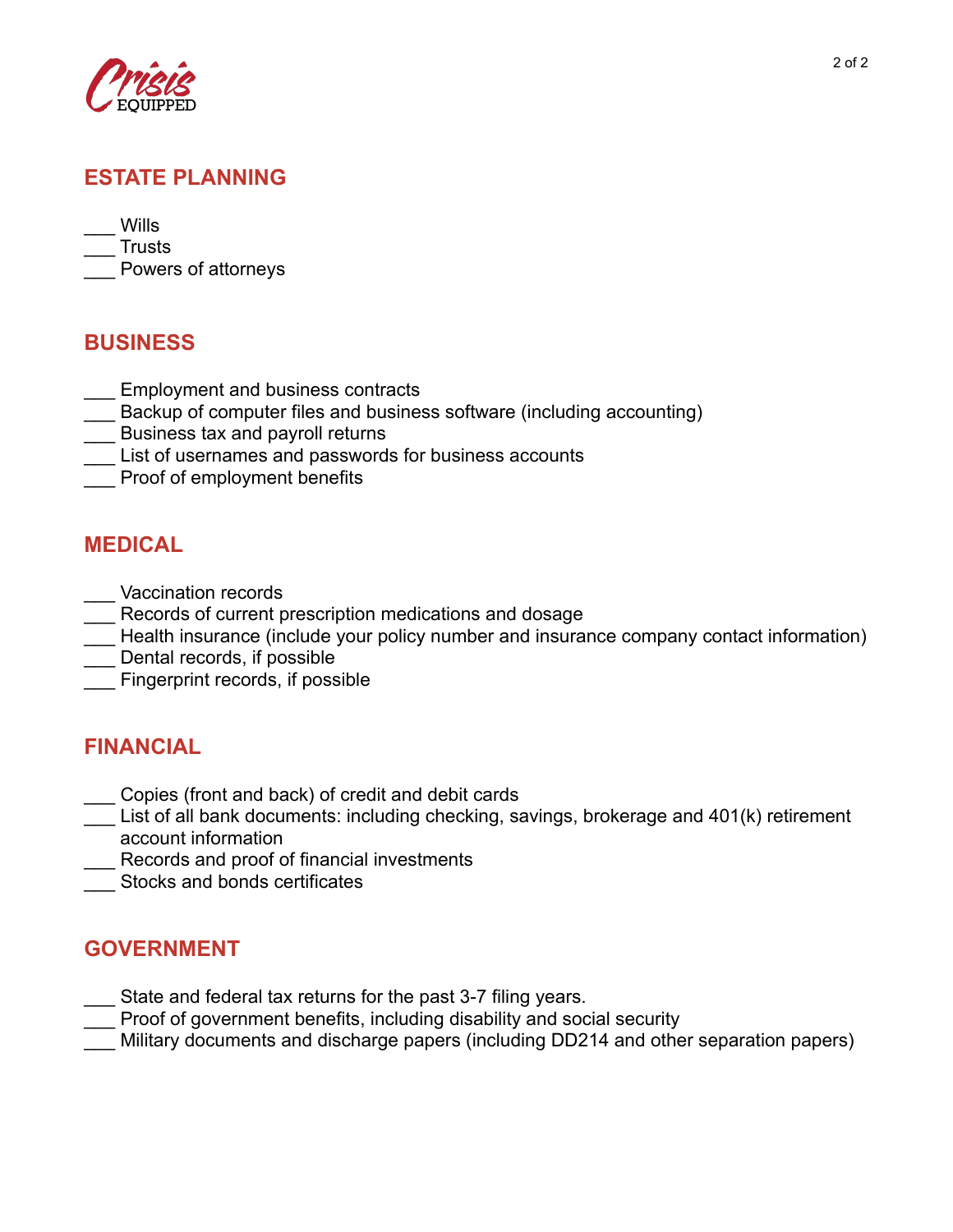## ESTATE PLANNING

___ Wills
___ Trusts
___ Powers of attorneys

## BUSINESS

___ Employment and business contracts
___ Backup of computer files and business software (including accounting)
___ Business tax and payroll returns
___ List of usernames and passwords for business accounts
___ Proof of employment benefits

## MEDICAL

___ Vaccination records
___ Records of current prescription medications and dosage
___ Health insurance (include your policy number and insurance company contact information)
___ Dental records, if possible
___ Fingerprint records, if possible

## FINANCIAL

___ Copies (front and back) of credit and debit cards
___ List of all bank documents: including checking, savings, brokerage and 401(k) retirement account information
___ Records and proof of financial investments
___ Stocks and bonds certificates

## GOVERNMENT

___ State and federal tax returns for the past 3-7 filing years.
___ Proof of government benefits, including disability and social security
___ Military documents and discharge papers (including DD214 and other separation papers)